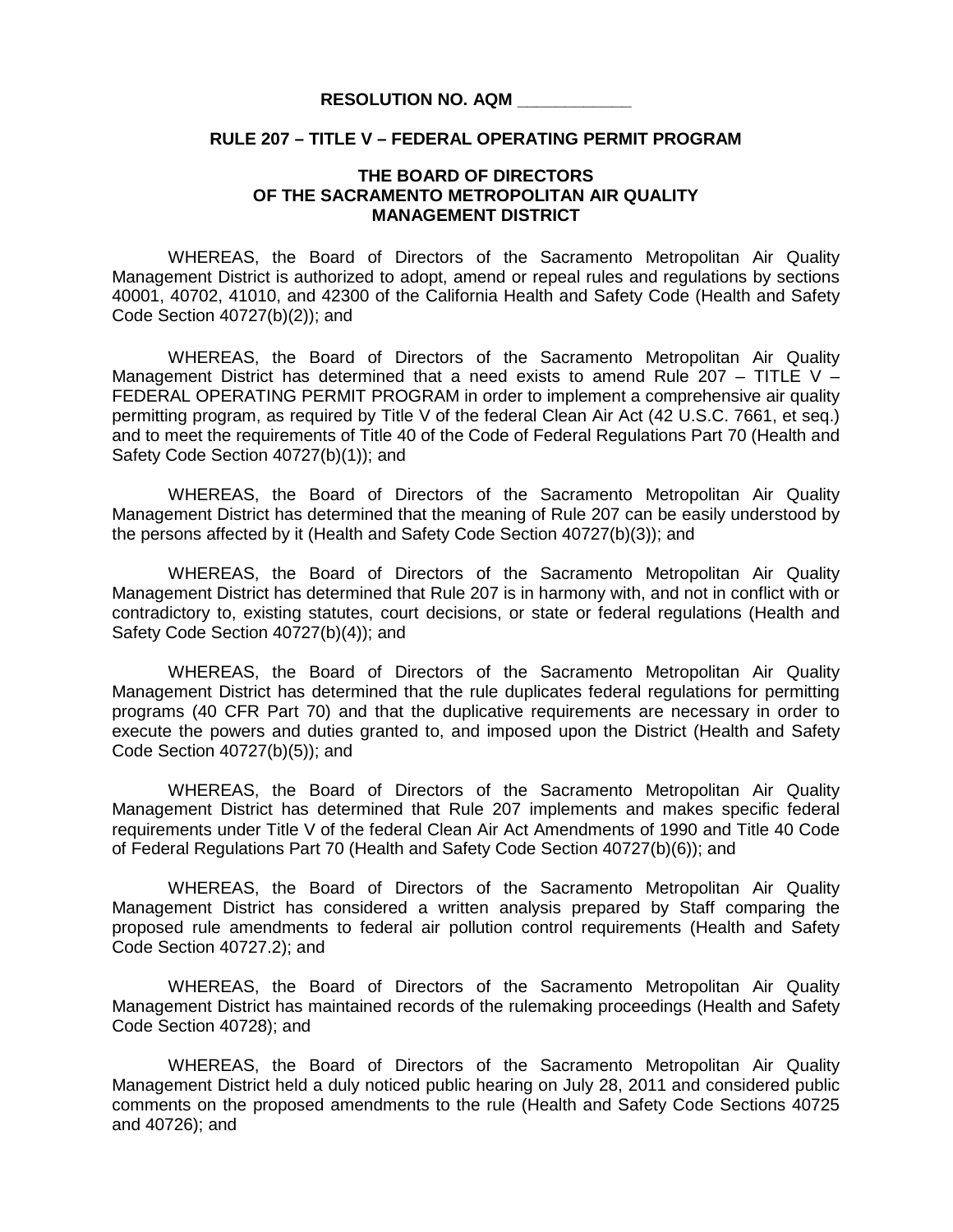**RESOLUTION NO. AQM \_\_\_\_\_\_\_\_\_\_\_\_**

**RULE 207 – TITLE V – FEDERAL OPERATING PERMIT PROGRAM**

**THE BOARD OF DIRECTORS OF THE SACRAMENTO METROPOLITAN AIR QUALITY MANAGEMENT DISTRICT**

WHEREAS, the Board of Directors of the Sacramento Metropolitan Air Quality Management District is authorized to adopt, amend or repeal rules and regulations by sections 40001, 40702, 41010, and 42300 of the California Health and Safety Code (Health and Safety Code Section 40727(b)(2)); and

WHEREAS, the Board of Directors of the Sacramento Metropolitan Air Quality Management District has determined that a need exists to amend Rule 207 – TITLE V – FEDERAL OPERATING PERMIT PROGRAM in order to implement a comprehensive air quality permitting program, as required by Title V of the federal Clean Air Act (42 U.S.C. 7661, et seq.) and to meet the requirements of Title 40 of the Code of Federal Regulations Part 70 (Health and Safety Code Section 40727(b)(1)); and

WHEREAS, the Board of Directors of the Sacramento Metropolitan Air Quality Management District has determined that the meaning of Rule 207 can be easily understood by the persons affected by it (Health and Safety Code Section 40727(b)(3)); and

WHEREAS, the Board of Directors of the Sacramento Metropolitan Air Quality Management District has determined that Rule 207 is in harmony with, and not in conflict with or contradictory to, existing statutes, court decisions, or state or federal regulations (Health and Safety Code Section 40727(b)(4)); and

WHEREAS, the Board of Directors of the Sacramento Metropolitan Air Quality Management District has determined that the rule duplicates federal regulations for permitting programs (40 CFR Part 70) and that the duplicative requirements are necessary in order to execute the powers and duties granted to, and imposed upon the District (Health and Safety Code Section 40727(b)(5)); and

WHEREAS, the Board of Directors of the Sacramento Metropolitan Air Quality Management District has determined that Rule 207 implements and makes specific federal requirements under Title V of the federal Clean Air Act Amendments of 1990 and Title 40 Code of Federal Regulations Part 70 (Health and Safety Code Section 40727(b)(6)); and

WHEREAS, the Board of Directors of the Sacramento Metropolitan Air Quality Management District has considered a written analysis prepared by Staff comparing the proposed rule amendments to federal air pollution control requirements (Health and Safety Code Section 40727.2); and

WHEREAS, the Board of Directors of the Sacramento Metropolitan Air Quality Management District has maintained records of the rulemaking proceedings (Health and Safety Code Section 40728); and

WHEREAS, the Board of Directors of the Sacramento Metropolitan Air Quality Management District held a duly noticed public hearing on July 28, 2011 and considered public comments on the proposed amendments to the rule (Health and Safety Code Sections 40725 and 40726); and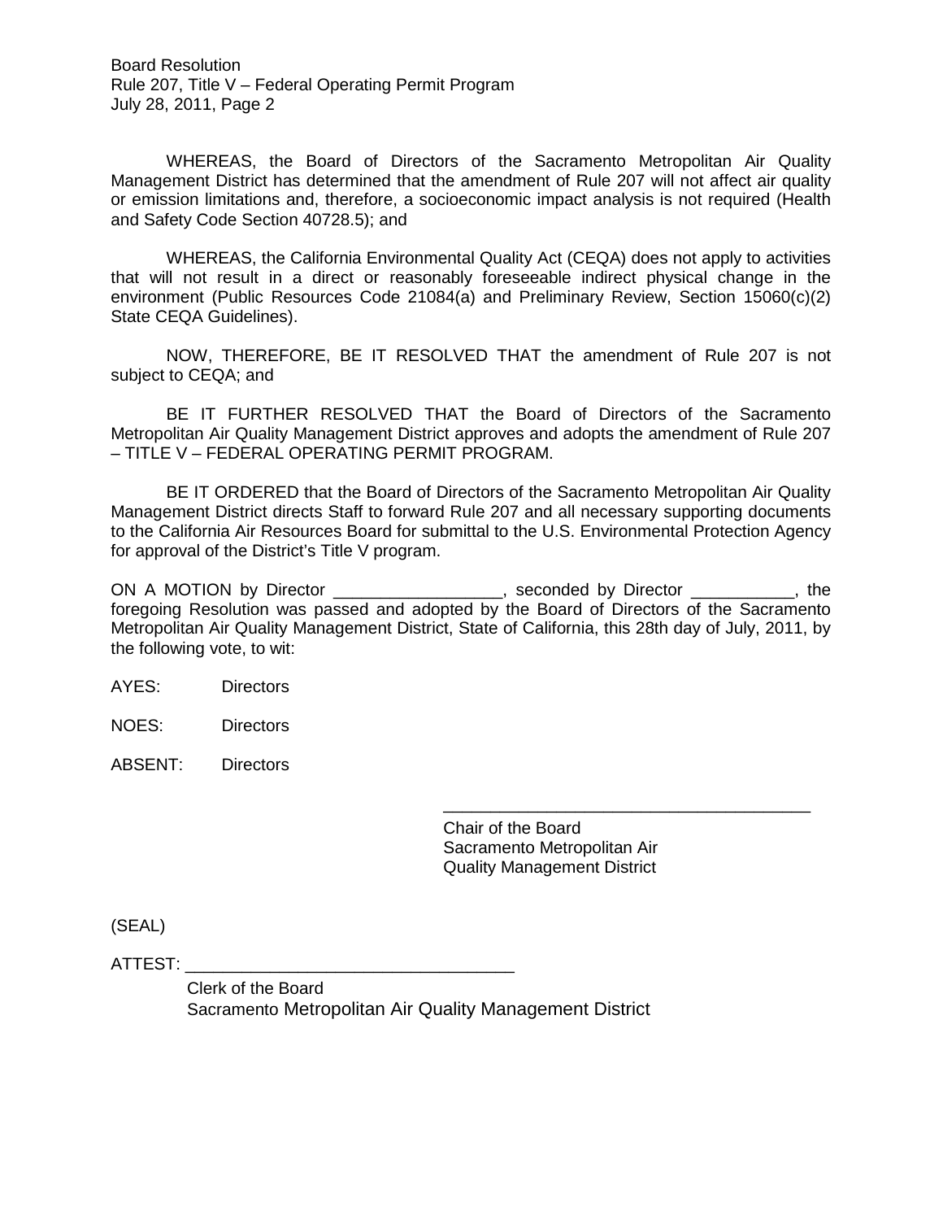WHEREAS, the Board of Directors of the Sacramento Metropolitan Air Quality Management District has determined that the amendment of Rule 207 will not affect air quality or emission limitations and, therefore, a socioeconomic impact analysis is not required (Health and Safety Code Section 40728.5); and

WHEREAS, the California Environmental Quality Act (CEQA) does not apply to activities that will not result in a direct or reasonably foreseeable indirect physical change in the environment (Public Resources Code 21084(a) and Preliminary Review, Section 15060(c)(2) State CEQA Guidelines).

NOW, THEREFORE, BE IT RESOLVED THAT the amendment of Rule 207 is not subject to CEQA; and

BE IT FURTHER RESOLVED THAT the Board of Directors of the Sacramento Metropolitan Air Quality Management District approves and adopts the amendment of Rule 207 – TITLE V – FEDERAL OPERATING PERMIT PROGRAM.

BE IT ORDERED that the Board of Directors of the Sacramento Metropolitan Air Quality Management District directs Staff to forward Rule 207 and all necessary supporting documents to the California Air Resources Board for submittal to the U.S. Environmental Protection Agency for approval of the District's Title V program.

ON A MOTION by Director __________________, seconded by Director ___________, the foregoing Resolution was passed and adopted by the Board of Directors of the Sacramento Metropolitan Air Quality Management District, State of California, this 28th day of July, 2011, by the following vote, to wit:

AYES: Directors

NOES: Directors

ABSENT: Directors

_______________________________________
Chair of the Board
Sacramento Metropolitan Air
Quality Management District

(SEAL)

ATTEST: ___________________________________
Clerk of the Board
Sacramento Metropolitan Air Quality Management District